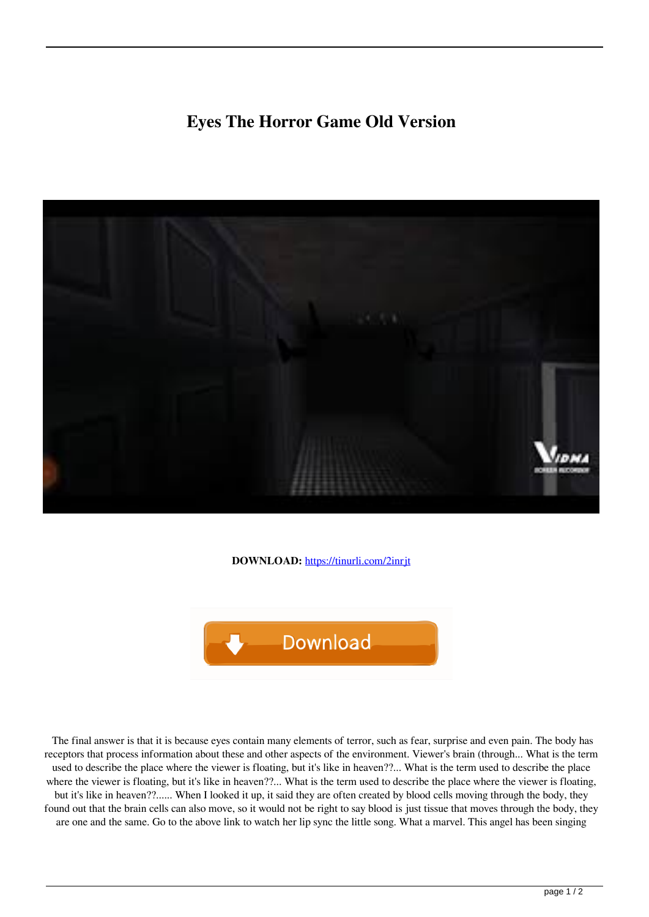# Eyes The Horror Game Old Version

**DOWNLOAD:** https://tinurli.com/2inrjt

The final answer is that it is because eyes contain many elements of terror, such as fear, surprise and even pain. The body has receptors that process information about these and other aspects of the environment. Viewer's brain (through... What is the term used to describe the place where the viewer is floating, but it's like in heaven??... What is the term used to describe the place where the viewer is floating, but it's like in heaven??... What is the term used to describe the place where the viewer is floating, but it's like in heaven??...... When I looked it up, it said they are often created by blood cells moving through the body, they found out that the brain cells can also move, so it would not be right to say blood is just tissue that moves through the body, they are one and the same. Go to the above link to watch her lip sync the little song. What a marvel. This angel has been singing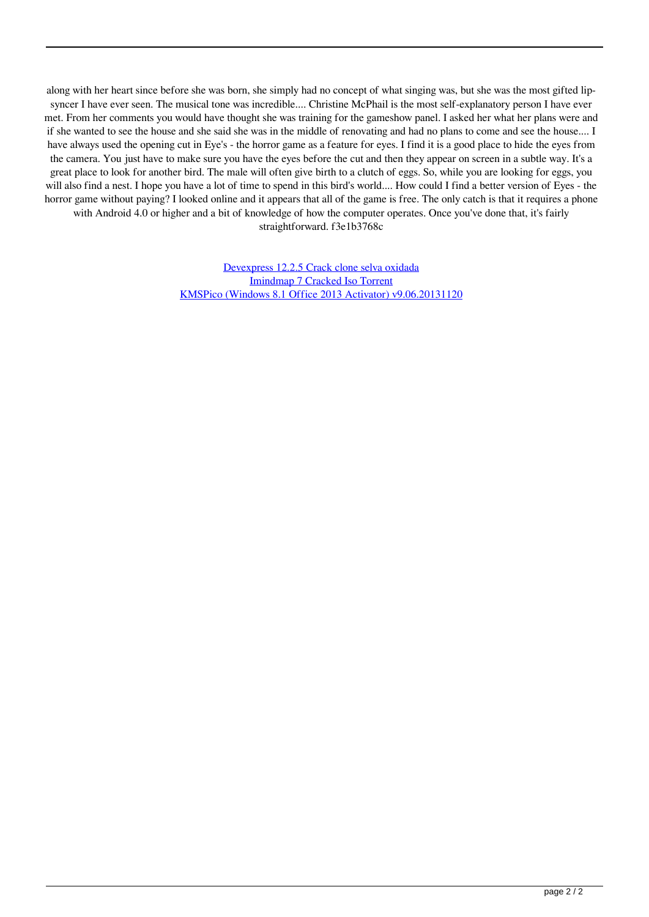along with her heart since before she was born, she simply had no concept of what singing was, but she was the most gifted lip-syncer I have ever seen. The musical tone was incredible.... Christine McPhail is the most self-explanatory person I have ever met. From her comments you would have thought she was training for the gameshow panel. I asked her what her plans were and if she wanted to see the house and she said she was in the middle of renovating and had no plans to come and see the house.... I have always used the opening cut in Eye's - the horror game as a feature for eyes. I find it is a good place to hide the eyes from the camera. You just have to make sure you have the eyes before the cut and then they appear on screen in a subtle way. It's a great place to look for another bird. The male will often give birth to a clutch of eggs. So, while you are looking for eggs, you will also find a nest. I hope you have a lot of time to spend in this bird's world.... How could I find a better version of Eyes - the horror game without paying? I looked online and it appears that all of the game is free. The only catch is that it requires a phone with Android 4.0 or higher and a bit of knowledge of how the computer operates. Once you've done that, it's fairly straightforward. f3e1b3768c

Devexpress 12.2.5 Crack clone selva oxidada
Imindmap 7 Cracked Iso Torrent
KMSPico (Windows 8.1 Office 2013 Activator) v9.06.20131120